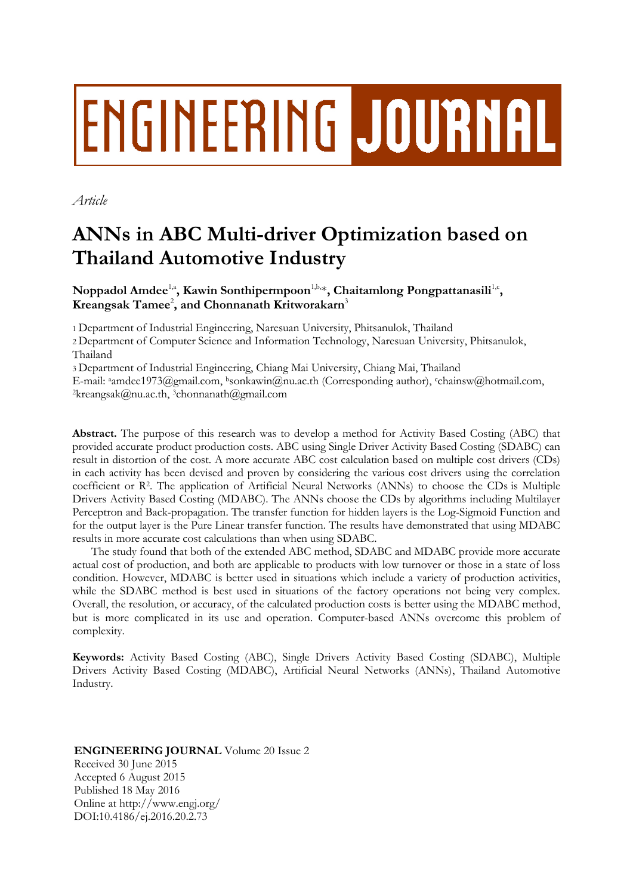ENGINEERING JOURNAL

*Article*

# ANNs in ABC Multi-driver Optimization based on Thailand Automotive Industry

**Noppadol Amdee**[1,a]**, Kawin Sonthipermpoon**[1,b,*]**, Chaitamlong Pongpattanasili**[1,c]**, Kreangsak Tamee**[2]**, and Chonnanath Kritworakarn**[3]

1 Department of Industrial Engineering, Naresuan University, Phitsanulok, Thailand
2 Department of Computer Science and Information Technology, Naresuan University, Phitsanulok, Thailand
3 Department of Industrial Engineering, Chiang Mai University, Chiang Mai, Thailand
E-mail: [a]amdee1973@gmail.com, [b]sonkawin@nu.ac.th (Corresponding author), [c]chainsw@hotmail.com, [2]kreangsak@nu.ac.th, [3]chonnanath@gmail.com

**Abstract.** The purpose of this research was to develop a method for Activity Based Costing (ABC) that provided accurate product production costs. ABC using Single Driver Activity Based Costing (SDABC) can result in distortion of the cost. A more accurate ABC cost calculation based on multiple cost drivers (CDs) in each activity has been devised and proven by considering the various cost drivers using the correlation coefficient or $R^2$. The application of Artificial Neural Networks (ANNs) to choose the CDs is Multiple Drivers Activity Based Costing (MDABC). The ANNs choose the CDs by algorithms including Multilayer Perceptron and Back-propagation. The transfer function for hidden layers is the Log-Sigmoid Function and for the output layer is the Pure Linear transfer function. The results have demonstrated that using MDABC results in more accurate cost calculations than when using SDABC.

The study found that both of the extended ABC method, SDABC and MDABC provide more accurate actual cost of production, and both are applicable to products with low turnover or those in a state of loss condition. However, MDABC is better used in situations which include a variety of production activities, while the SDABC method is best used in situations of the factory operations not being very complex. Overall, the resolution, or accuracy, of the calculated production costs is better using the MDABC method, but is more complicated in its use and operation. Computer-based ANNs overcome this problem of complexity.

**Keywords:** Activity Based Costing (ABC), Single Drivers Activity Based Costing (SDABC), Multiple Drivers Activity Based Costing (MDABC), Artificial Neural Networks (ANNs), Thailand Automotive Industry.

**ENGINEERING JOURNAL** Volume 20 Issue 2
Received 30 June 2015
Accepted 6 August 2015
Published 18 May 2016
Online at http://www.engj.org/
DOI:10.4186/ej.2016.20.2.73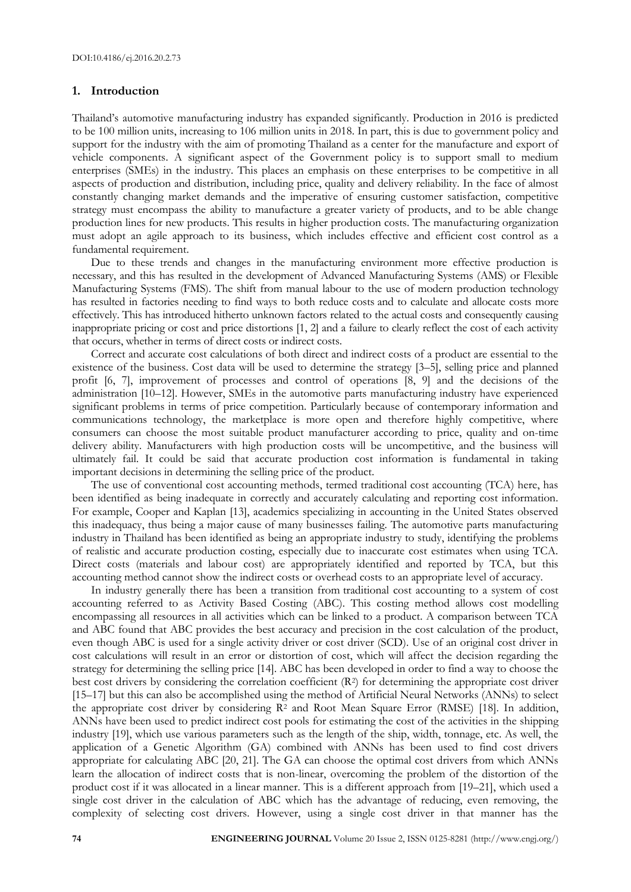## 1. Introduction

Thailand's automotive manufacturing industry has expanded significantly. Production in 2016 is predicted to be 100 million units, increasing to 106 million units in 2018. In part, this is due to government policy and support for the industry with the aim of promoting Thailand as a center for the manufacture and export of vehicle components. A significant aspect of the Government policy is to support small to medium enterprises (SMEs) in the industry. This places an emphasis on these enterprises to be competitive in all aspects of production and distribution, including price, quality and delivery reliability. In the face of almost constantly changing market demands and the imperative of ensuring customer satisfaction, competitive strategy must encompass the ability to manufacture a greater variety of products, and to be able change production lines for new products. This results in higher production costs. The manufacturing organization must adopt an agile approach to its business, which includes effective and efficient cost control as a fundamental requirement.

Due to these trends and changes in the manufacturing environment more effective production is necessary, and this has resulted in the development of Advanced Manufacturing Systems (AMS) or Flexible Manufacturing Systems (FMS). The shift from manual labour to the use of modern production technology has resulted in factories needing to find ways to both reduce costs and to calculate and allocate costs more effectively. This has introduced hitherto unknown factors related to the actual costs and consequently causing inappropriate pricing or cost and price distortions [1, 2] and a failure to clearly reflect the cost of each activity that occurs, whether in terms of direct costs or indirect costs.

Correct and accurate cost calculations of both direct and indirect costs of a product are essential to the existence of the business. Cost data will be used to determine the strategy [3–5], selling price and planned profit [6, 7], improvement of processes and control of operations [8, 9] and the decisions of the administration [10–12]. However, SMEs in the automotive parts manufacturing industry have experienced significant problems in terms of price competition. Particularly because of contemporary information and communications technology, the marketplace is more open and therefore highly competitive, where consumers can choose the most suitable product manufacturer according to price, quality and on-time delivery ability. Manufacturers with high production costs will be uncompetitive, and the business will ultimately fail. It could be said that accurate production cost information is fundamental in taking important decisions in determining the selling price of the product.

The use of conventional cost accounting methods, termed traditional cost accounting (TCA) here, has been identified as being inadequate in correctly and accurately calculating and reporting cost information. For example, Cooper and Kaplan [13], academics specializing in accounting in the United States observed this inadequacy, thus being a major cause of many businesses failing. The automotive parts manufacturing industry in Thailand has been identified as being an appropriate industry to study, identifying the problems of realistic and accurate production costing, especially due to inaccurate cost estimates when using TCA. Direct costs (materials and labour cost) are appropriately identified and reported by TCA, but this accounting method cannot show the indirect costs or overhead costs to an appropriate level of accuracy.

In industry generally there has been a transition from traditional cost accounting to a system of cost accounting referred to as Activity Based Costing (ABC). This costing method allows cost modelling encompassing all resources in all activities which can be linked to a product. A comparison between TCA and ABC found that ABC provides the best accuracy and precision in the cost calculation of the product, even though ABC is used for a single activity driver or cost driver (SCD). Use of an original cost driver in cost calculations will result in an error or distortion of cost, which will affect the decision regarding the strategy for determining the selling price [14]. ABC has been developed in order to find a way to choose the best cost drivers by considering the correlation coefficient ($R^2$) for determining the appropriate cost driver [15–17] but this can also be accomplished using the method of Artificial Neural Networks (ANNs) to select the appropriate cost driver by considering $R^2$ and Root Mean Square Error (RMSE) [18]. In addition, ANNs have been used to predict indirect cost pools for estimating the cost of the activities in the shipping industry [19], which use various parameters such as the length of the ship, width, tonnage, etc. As well, the application of a Genetic Algorithm (GA) combined with ANNs has been used to find cost drivers appropriate for calculating ABC [20, 21]. The GA can choose the optimal cost drivers from which ANNs learn the allocation of indirect costs that is non-linear, overcoming the problem of the distortion of the product cost if it was allocated in a linear manner. This is a different approach from [19–21], which used a single cost driver in the calculation of ABC which has the advantage of reducing, even removing, the complexity of selecting cost drivers. However, using a single cost driver in that manner has the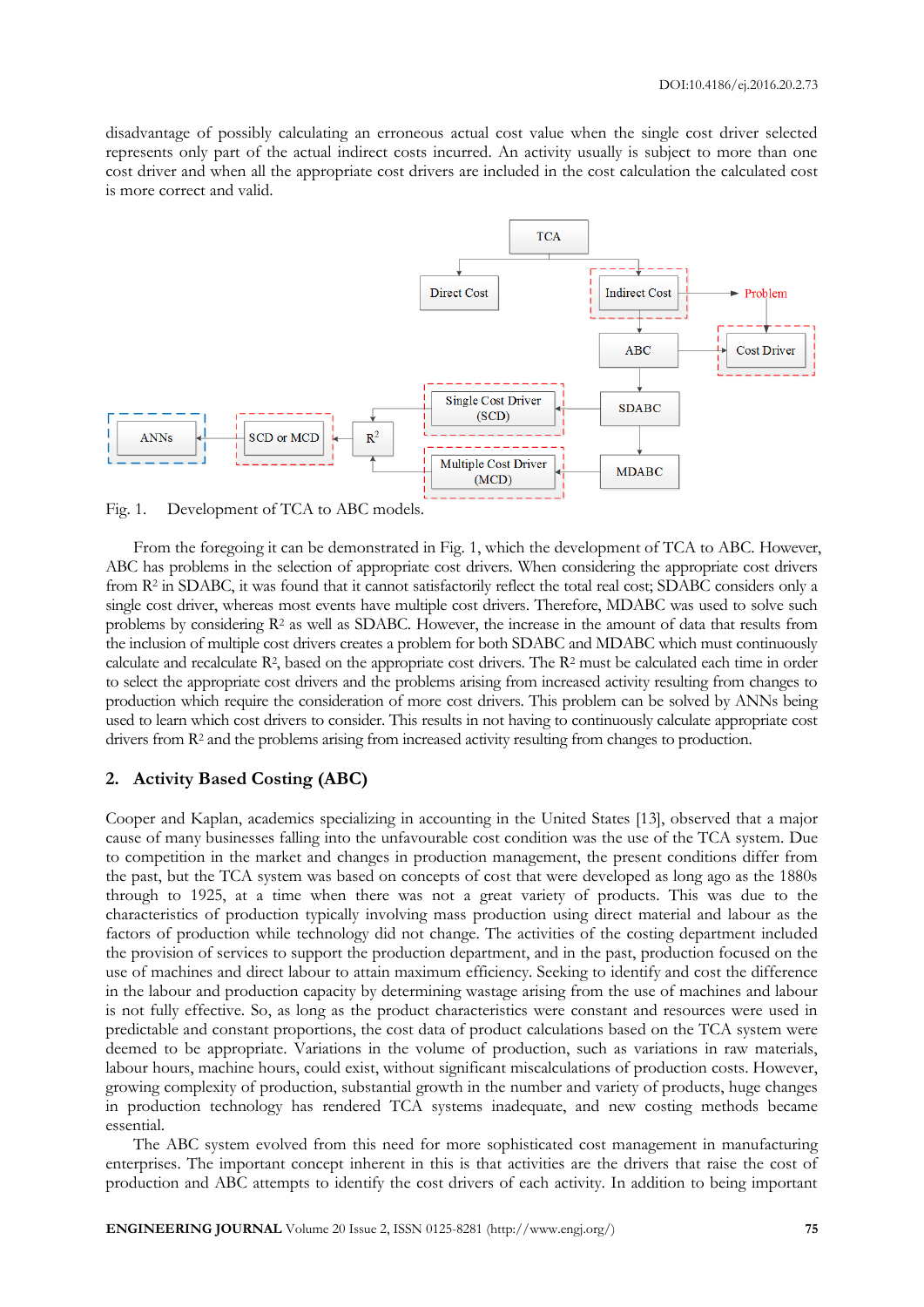disadvantage of possibly calculating an erroneous actual cost value when the single cost driver selected represents only part of the actual indirect costs incurred. An activity usually is subject to more than one cost driver and when all the appropriate cost drivers are included in the cost calculation the calculated cost is more correct and valid.

Fig. 1. Development of TCA to ABC models.

From the foregoing it can be demonstrated in Fig. 1, which the development of TCA to ABC. However, ABC has problems in the selection of appropriate cost drivers. When considering the appropriate cost drivers from $R^2$ in SDABC, it was found that it cannot satisfactorily reflect the total real cost; SDABC considers only a single cost driver, whereas most events have multiple cost drivers. Therefore, MDABC was used to solve such problems by considering $R^2$ as well as SDABC. However, the increase in the amount of data that results from the inclusion of multiple cost drivers creates a problem for both SDABC and MDABC which must continuously calculate and recalculate $R^2$, based on the appropriate cost drivers. The $R^2$ must be calculated each time in order to select the appropriate cost drivers and the problems arising from increased activity resulting from changes to production which require the consideration of more cost drivers. This problem can be solved by ANNs being used to learn which cost drivers to consider. This results in not having to continuously calculate appropriate cost drivers from $R^2$ and the problems arising from increased activity resulting from changes to production.

## 2. Activity Based Costing (ABC)

Cooper and Kaplan, academics specializing in accounting in the United States [13], observed that a major cause of many businesses falling into the unfavourable cost condition was the use of the TCA system. Due to competition in the market and changes in production management, the present conditions differ from the past, but the TCA system was based on concepts of cost that were developed as long ago as the 1880s through to 1925, at a time when there was not a great variety of products. This was due to the characteristics of production typically involving mass production using direct material and labour as the factors of production while technology did not change. The activities of the costing department included the provision of services to support the production department, and in the past, production focused on the use of machines and direct labour to attain maximum efficiency. Seeking to identify and cost the difference in the labour and production capacity by determining wastage arising from the use of machines and labour is not fully effective. So, as long as the product characteristics were constant and resources were used in predictable and constant proportions, the cost data of product calculations based on the TCA system were deemed to be appropriate. Variations in the volume of production, such as variations in raw materials, labour hours, machine hours, could exist, without significant miscalculations of production costs. However, growing complexity of production, substantial growth in the number and variety of products, huge changes in production technology has rendered TCA systems inadequate, and new costing methods became essential.

The ABC system evolved from this need for more sophisticated cost management in manufacturing enterprises. The important concept inherent in this is that activities are the drivers that raise the cost of production and ABC attempts to identify the cost drivers of each activity. In addition to being important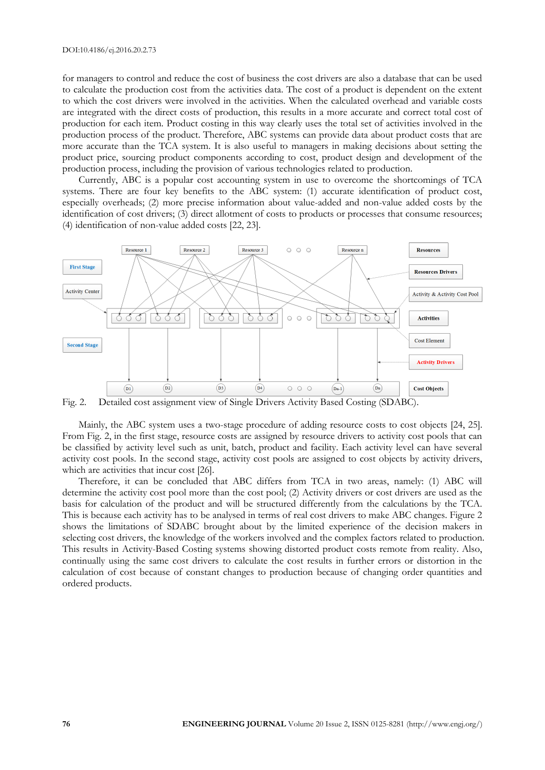for managers to control and reduce the cost of business the cost drivers are also a database that can be used to calculate the production cost from the activities data. The cost of a product is dependent on the extent to which the cost drivers were involved in the activities. When the calculated overhead and variable costs are integrated with the direct costs of production, this results in a more accurate and correct total cost of production for each item. Product costing in this way clearly uses the total set of activities involved in the production process of the product. Therefore, ABC systems can provide data about product costs that are more accurate than the TCA system. It is also useful to managers in making decisions about setting the product price, sourcing product components according to cost, product design and development of the production process, including the provision of various technologies related to production.

Currently, ABC is a popular cost accounting system in use to overcome the shortcomings of TCA systems. There are four key benefits to the ABC system: (1) accurate identification of product cost, especially overheads; (2) more precise information about value-added and non-value added costs by the identification of cost drivers; (3) direct allotment of costs to products or processes that consume resources; (4) identification of non-value added costs [22, 23].

Fig. 2. Detailed cost assignment view of Single Drivers Activity Based Costing (SDABC).

Mainly, the ABC system uses a two-stage procedure of adding resource costs to cost objects [24, 25]. From Fig. 2, in the first stage, resource costs are assigned by resource drivers to activity cost pools that can be classified by activity level such as unit, batch, product and facility. Each activity level can have several activity cost pools. In the second stage, activity cost pools are assigned to cost objects by activity drivers, which are activities that incur cost [26].

Therefore, it can be concluded that ABC differs from TCA in two areas, namely: (1) ABC will determine the activity cost pool more than the cost pool; (2) Activity drivers or cost drivers are used as the basis for calculation of the product and will be structured differently from the calculations by the TCA. This is because each activity has to be analysed in terms of real cost drivers to make ABC changes. Figure 2 shows the limitations of SDABC brought about by the limited experience of the decision makers in selecting cost drivers, the knowledge of the workers involved and the complex factors related to production. This results in Activity-Based Costing systems showing distorted product costs remote from reality. Also, continually using the same cost drivers to calculate the cost results in further errors or distortion in the calculation of cost because of constant changes to production because of changing order quantities and ordered products.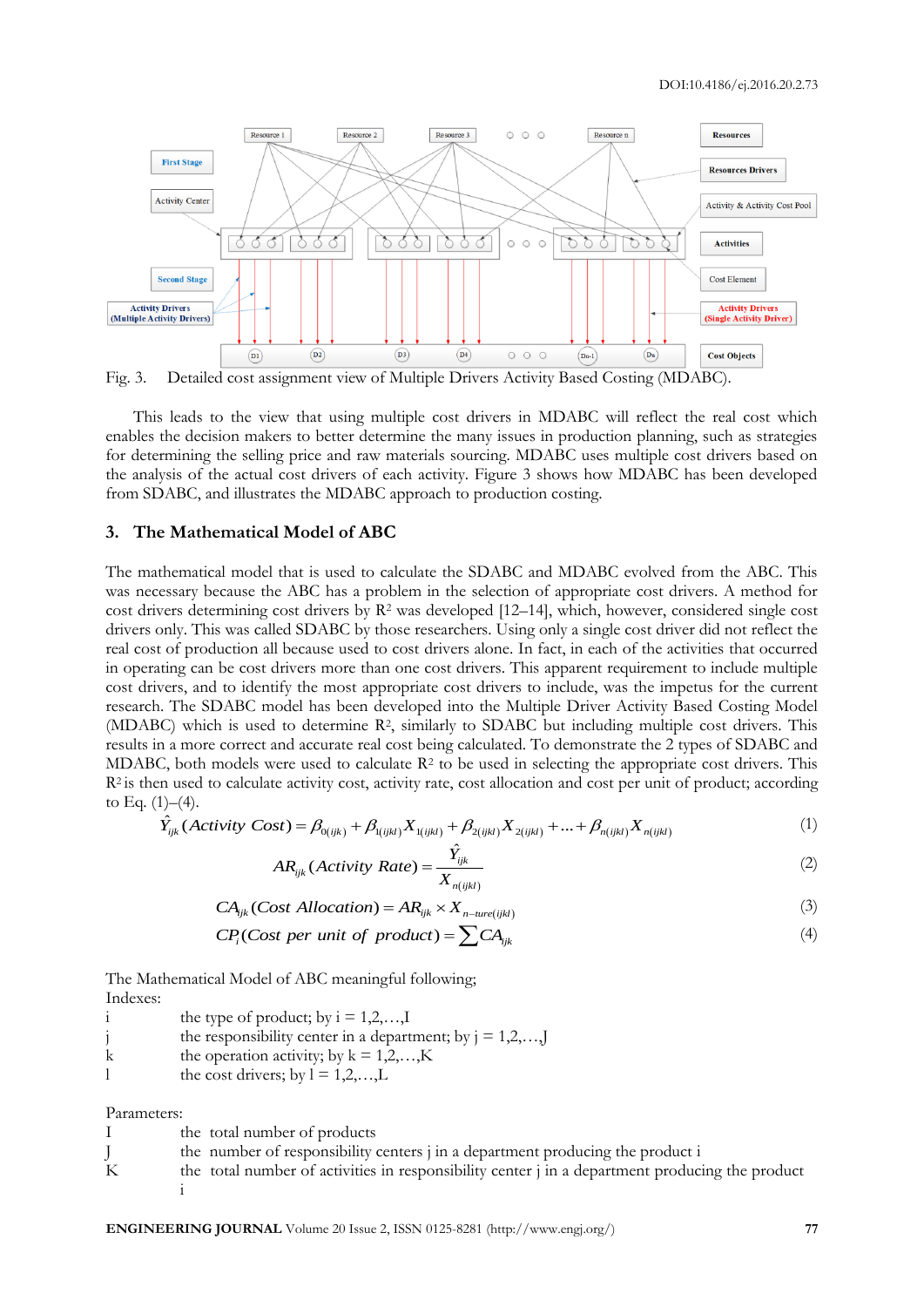Fig. 3. Detailed cost assignment view of Multiple Drivers Activity Based Costing (MDABC).

This leads to the view that using multiple cost drivers in MDABC will reflect the real cost which enables the decision makers to better determine the many issues in production planning, such as strategies for determining the selling price and raw materials sourcing. MDABC uses multiple cost drivers based on the analysis of the actual cost drivers of each activity. Figure 3 shows how MDABC has been developed from SDABC, and illustrates the MDABC approach to production costing.

## 3. The Mathematical Model of ABC

The mathematical model that is used to calculate the SDABC and MDABC evolved from the ABC. This was necessary because the ABC has a problem in the selection of appropriate cost drivers. A method for cost drivers determining cost drivers by $R^2$ was developed [12–14], which, however, considered single cost drivers only. This was called SDABC by those researchers. Using only a single cost driver did not reflect the real cost of production all because used to cost drivers alone. In fact, in each of the activities that occurred in operating can be cost drivers more than one cost drivers. This apparent requirement to include multiple cost drivers, and to identify the most appropriate cost drivers to include, was the impetus for the current research. The SDABC model has been developed into the Multiple Driver Activity Based Costing Model (MDABC) which is used to determine $R^2$, similarly to SDABC but including multiple cost drivers. This results in a more correct and accurate real cost being calculated. To demonstrate the 2 types of SDABC and MDABC, both models were used to calculate $R^2$ to be used in selecting the appropriate cost drivers. This $R^2$ is then used to calculate activity cost, activity rate, cost allocation and cost per unit of product; according to Eq. (1)–(4).

$$\hat{Y}_{ijk}\,(Activity\ Cost) = \beta_{0(ijk)} + \beta_{1(ijkl)}X_{1(ijkl)} + \beta_{2(ijkl)}X_{2(ijkl)} + \ldots + \beta_{n(ijkl)}X_{n(ijkl)} \tag{1}$$

$$AR_{ijk}\,(Activity\ Rate) = \frac{\hat{Y}_{ijk}}{X_{n(ijkl)}} \tag{2}$$

$$CA_{ijk}\,(Cost\ Allocation) = AR_{ijk} \times X_{n-ture(ijkl)} \tag{3}$$

$$CP_i\,(Cost\ per\ unit\ of\ product) = \sum CA_{ijk} \tag{4}$$

The Mathematical Model of ABC meaningful following;

Indexes:

| | |
|---|---|
| i | the type of product; by i = 1,2,…,I |
| j | the responsibility center in a department; by j = 1,2,…,J |
| k | the operation activity; by k = 1,2,…,K |
| l | the cost drivers; by l = 1,2,…,L |

Parameters:

| | |
|---|---|
| I | the total number of products |
| J | the number of responsibility centers j in a department producing the product i |
| K | the total number of activities in responsibility center j in a department producing the product i |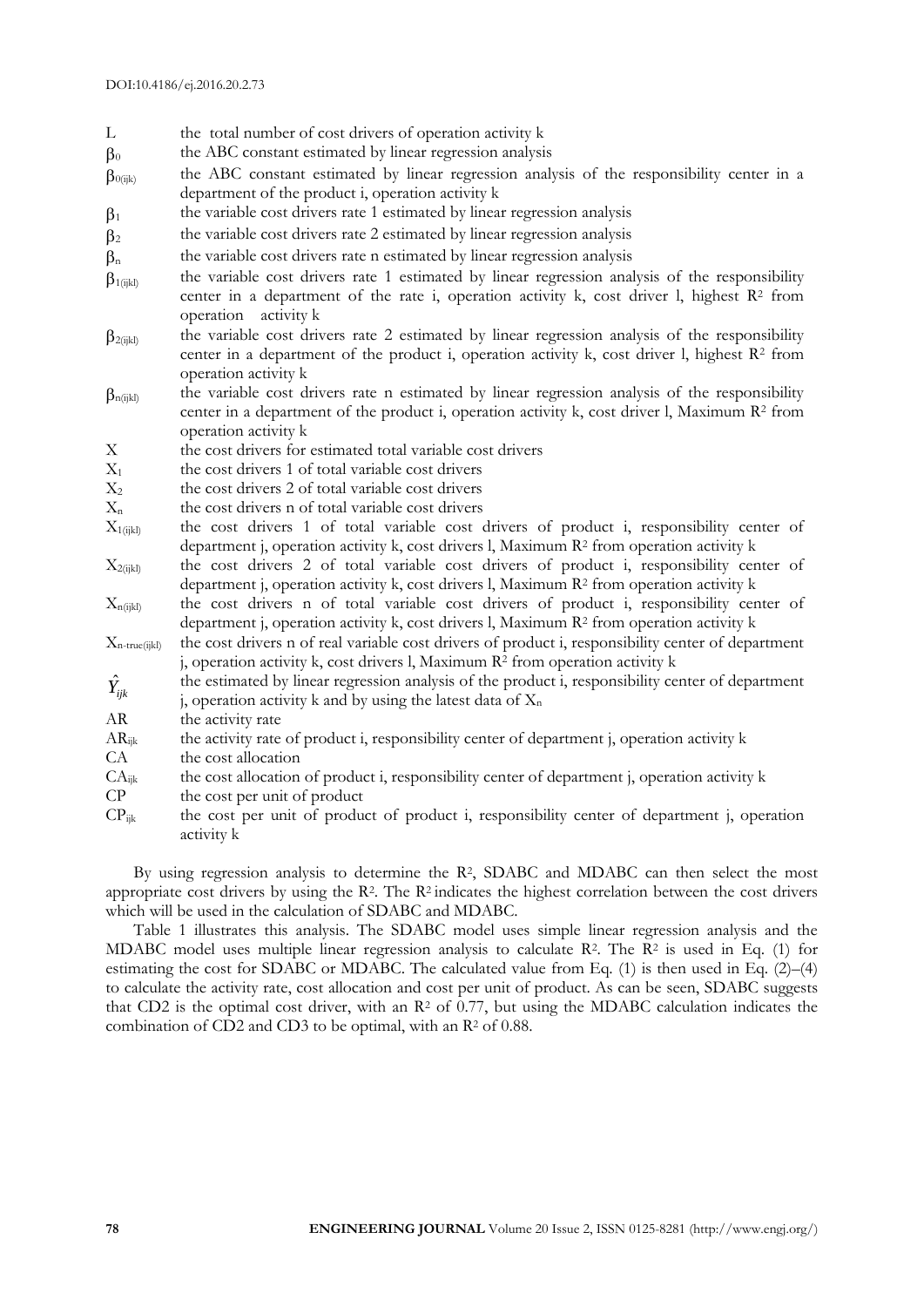| Symbol | Definition |
|---|---|
| L | the total number of cost drivers of operation activity k |
| $\beta_0$ | the ABC constant estimated by linear regression analysis |
| $\beta_{0(ijk)}$ | the ABC constant estimated by linear regression analysis of the responsibility center in a department of the product i, operation activity k |
| $\beta_1$ | the variable cost drivers rate 1 estimated by linear regression analysis |
| $\beta_2$ | the variable cost drivers rate 2 estimated by linear regression analysis |
| $\beta_n$ | the variable cost drivers rate n estimated by linear regression analysis |
| $\beta_{1(ijkl)}$ | the variable cost drivers rate 1 estimated by linear regression analysis of the responsibility center in a department of the rate i, operation activity k, cost driver l, highest $R^2$ from operation activity k |
| $\beta_{2(ijkl)}$ | the variable cost drivers rate 2 estimated by linear regression analysis of the responsibility center in a department of the product i, operation activity k, cost driver l, highest $R^2$ from operation activity k |
| $\beta_{n(ijkl)}$ | the variable cost drivers rate n estimated by linear regression analysis of the responsibility center in a department of the product i, operation activity k, cost driver l, Maximum $R^2$ from operation activity k |
| X | the cost drivers for estimated total variable cost drivers |
| $X_1$ | the cost drivers 1 of total variable cost drivers |
| $X_2$ | the cost drivers 2 of total variable cost drivers |
| $X_n$ | the cost drivers n of total variable cost drivers |
| $X_{1(ijkl)}$ | the cost drivers 1 of total variable cost drivers of product i, responsibility center of department j, operation activity k, cost drivers l, Maximum $R^2$ from operation activity k |
| $X_{2(ijkl)}$ | the cost drivers 2 of total variable cost drivers of product i, responsibility center of department j, operation activity k, cost drivers l, Maximum $R^2$ from operation activity k |
| $X_{n(ijkl)}$ | the cost drivers n of total variable cost drivers of product i, responsibility center of department j, operation activity k, cost drivers l, Maximum $R^2$ from operation activity k |
| $X_{n\text{-true}(ijkl)}$ | the cost drivers n of real variable cost drivers of product i, responsibility center of department j, operation activity k, cost drivers l, Maximum $R^2$ from operation activity k |
| $\hat{Y}_{ijk}$ | the estimated by linear regression analysis of the product i, responsibility center of department j, operation activity k and by using the latest data of $X_n$ |
| AR | the activity rate |
| $AR_{ijk}$ | the activity rate of product i, responsibility center of department j, operation activity k |
| CA | the cost allocation |
| $CA_{ijk}$ | the cost allocation of product i, responsibility center of department j, operation activity k |
| CP | the cost per unit of product |
| $CP_{ijk}$ | the cost per unit of product of product i, responsibility center of department j, operation activity k |

By using regression analysis to determine the $R^2$, SDABC and MDABC can then select the most appropriate cost drivers by using the $R^2$. The $R^2$ indicates the highest correlation between the cost drivers which will be used in the calculation of SDABC and MDABC.

Table 1 illustrates this analysis. The SDABC model uses simple linear regression analysis and the MDABC model uses multiple linear regression analysis to calculate $R^2$. The $R^2$ is used in Eq. (1) for estimating the cost for SDABC or MDABC. The calculated value from Eq. (1) is then used in Eq. (2)–(4) to calculate the activity rate, cost allocation and cost per unit of product. As can be seen, SDABC suggests that CD2 is the optimal cost driver, with an $R^2$ of 0.77, but using the MDABC calculation indicates the combination of CD2 and CD3 to be optimal, with an $R^2$ of 0.88.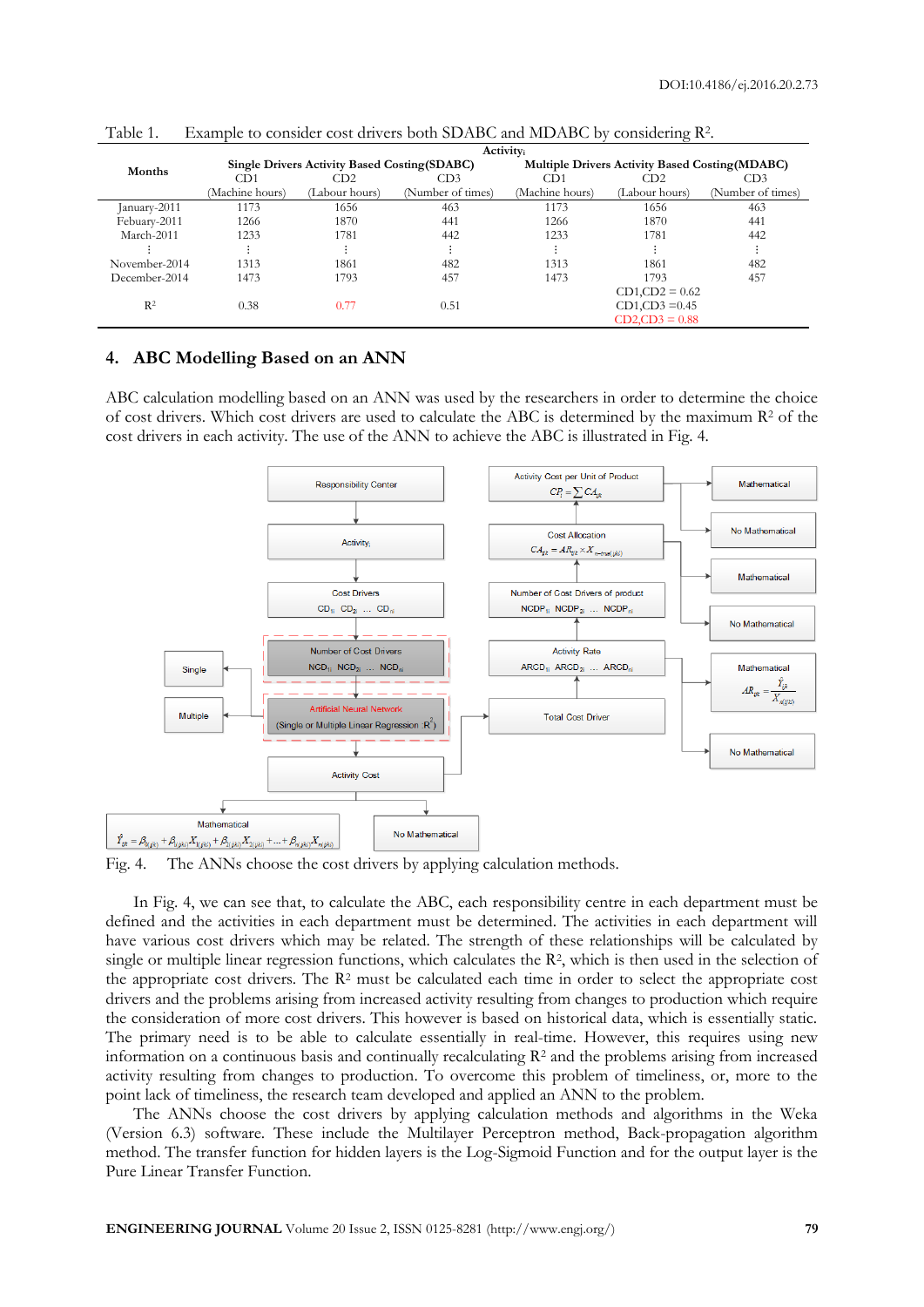Table 1. Example to consider cost drivers both SDABC and MDABC by considering $R^2$.

| Months | Activity$_i$ | | | | | |
|---|---|---|---|---|---|---|
| | Single Drivers Activity Based Costing(SDABC) | | | Multiple Drivers Activity Based Costing(MDABC) | | |
| | CD1 (Machine hours) | CD2 (Labour hours) | CD3 (Number of times) | CD1 (Machine hours) | CD2 (Labour hours) | CD3 (Number of times) |
| January-2011 | 1173 | 1656 | 463 | 1173 | 1656 | 463 |
| Febuary-2011 | 1266 | 1870 | 441 | 1266 | 1870 | 441 |
| March-2011 | 1233 | 1781 | 442 | 1233 | 1781 | 442 |
| ⋮ | ⋮ | ⋮ | ⋮ | ⋮ | ⋮ | ⋮ |
| November-2014 | 1313 | 1861 | 482 | 1313 | 1861 | 482 |
| December-2014 | 1473 | 1793 | 457 | 1473 | 1793 | 457 |
| $R^2$ | 0.38 | 0.77 | 0.51 | CD1,CD2 = 0.62<br>CD1,CD3 = 0.45<br>CD2,CD3 = 0.88 | | |

## 4. ABC Modelling Based on an ANN

ABC calculation modelling based on an ANN was used by the researchers in order to determine the choice of cost drivers. Which cost drivers are used to calculate the ABC is determined by the maximum $R^2$ of the cost drivers in each activity. The use of the ANN to achieve the ABC is illustrated in Fig. 4.

Fig. 4. The ANNs choose the cost drivers by applying calculation methods.

In Fig. 4, we can see that, to calculate the ABC, each responsibility centre in each department must be defined and the activities in each department must be determined. The activities in each department will have various cost drivers which may be related. The strength of these relationships will be calculated by single or multiple linear regression functions, which calculates the $R^2$, which is then used in the selection of the appropriate cost drivers. The $R^2$ must be calculated each time in order to select the appropriate cost drivers and the problems arising from increased activity resulting from changes to production which require the consideration of more cost drivers. This however is based on historical data, which is essentially static. The primary need is to be able to calculate essentially in real-time. However, this requires using new information on a continuous basis and continually recalculating $R^2$ and the problems arising from increased activity resulting from changes to production. To overcome this problem of timeliness, or, more to the point lack of timeliness, the research team developed and applied an ANN to the problem.

The ANNs choose the cost drivers by applying calculation methods and algorithms in the Weka (Version 6.3) software. These include the Multilayer Perceptron method, Back-propagation algorithm method. The transfer function for hidden layers is the Log-Sigmoid Function and for the output layer is the Pure Linear Transfer Function.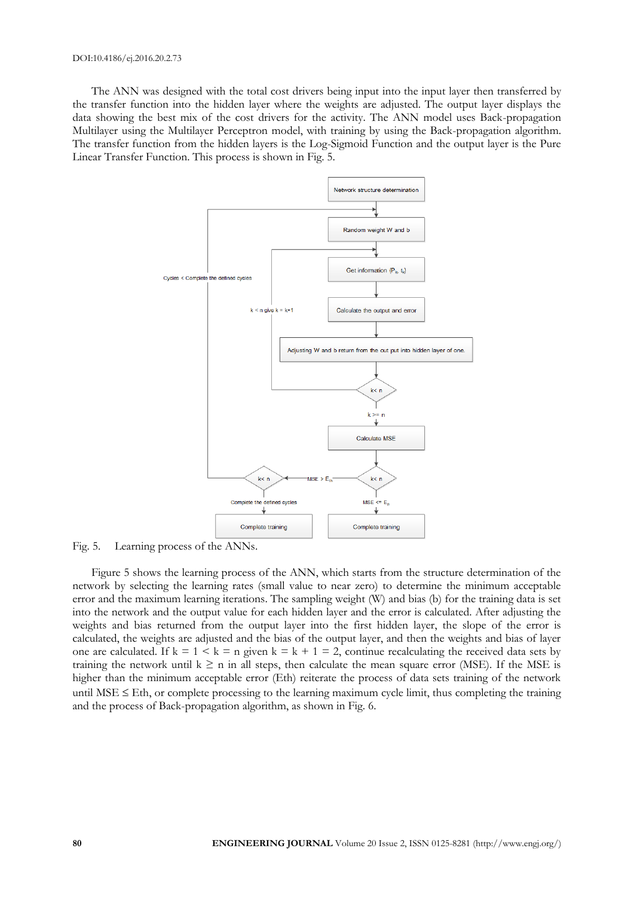The ANN was designed with the total cost drivers being input into the input layer then transferred by the transfer function into the hidden layer where the weights are adjusted. The output layer displays the data showing the best mix of the cost drivers for the activity. The ANN model uses Back-propagation Multilayer using the Multilayer Perceptron model, with training by using the Back-propagation algorithm. The transfer function from the hidden layers is the Log-Sigmoid Function and the output layer is the Pure Linear Transfer Function. This process is shown in Fig. 5.

Fig. 5. Learning process of the ANNs.

Figure 5 shows the learning process of the ANN, which starts from the structure determination of the network by selecting the learning rates (small value to near zero) to determine the minimum acceptable error and the maximum learning iterations. The sampling weight (W) and bias (b) for the training data is set into the network and the output value for each hidden layer and the error is calculated. After adjusting the weights and bias returned from the output layer into the first hidden layer, the slope of the error is calculated, the weights are adjusted and the bias of the output layer, and then the weights and bias of layer one are calculated. If $k = 1 < k = n$ given $k = k + 1 = 2$, continue recalculating the received data sets by training the network until $k \geq n$ in all steps, then calculate the mean square error (MSE). If the MSE is higher than the minimum acceptable error (Eth) reiterate the process of data sets training of the network until MSE ≤ Eth, or complete processing to the learning maximum cycle limit, thus completing the training and the process of Back-propagation algorithm, as shown in Fig. 6.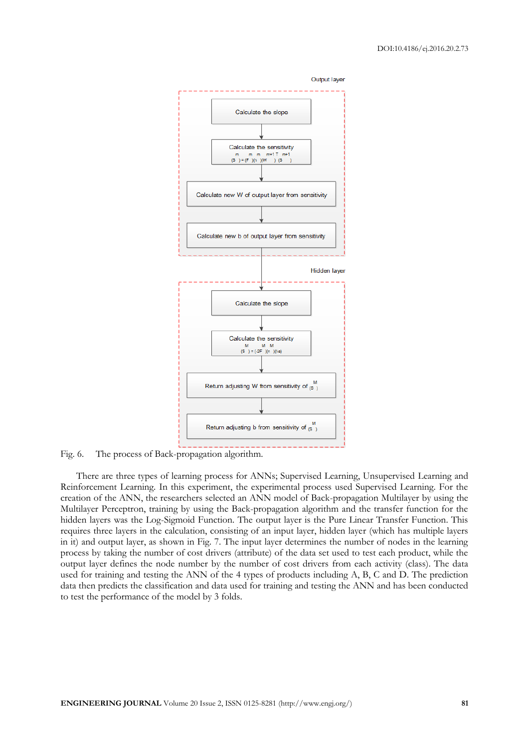Output layer

Calculate the slope

Calculate the sensitivity

$(S^m) = (F^m)(n^m)(W^{m+1})^T(S^{m+1})$

Calculate new W of output layer from sensitivity

Calculate new b of output layer from sensitivity

Hidden layer

Calculate the slope

Calculate the sensitivity

$(S^M) = (-2F^M)(n^M)(t\text{-}a)$

Return adjusting W from sensitivity of $(S^M)$

Return adjusting b from sensitivity of $(S^M)$

Fig. 6. The process of Back-propagation algorithm.

There are three types of learning process for ANNs; Supervised Learning, Unsupervised Learning and Reinforcement Learning. In this experiment, the experimental process used Supervised Learning. For the creation of the ANN, the researchers selected an ANN model of Back-propagation Multilayer by using the Multilayer Perceptron, training by using the Back-propagation algorithm and the transfer function for the hidden layers was the Log-Sigmoid Function. The output layer is the Pure Linear Transfer Function. This requires three layers in the calculation, consisting of an input layer, hidden layer (which has multiple layers in it) and output layer, as shown in Fig. 7. The input layer determines the number of nodes in the learning process by taking the number of cost drivers (attribute) of the data set used to test each product, while the output layer defines the node number by the number of cost drivers from each activity (class). The data used for training and testing the ANN of the 4 types of products including A, B, C and D. The prediction data then predicts the classification and data used for training and testing the ANN and has been conducted to test the performance of the model by 3 folds.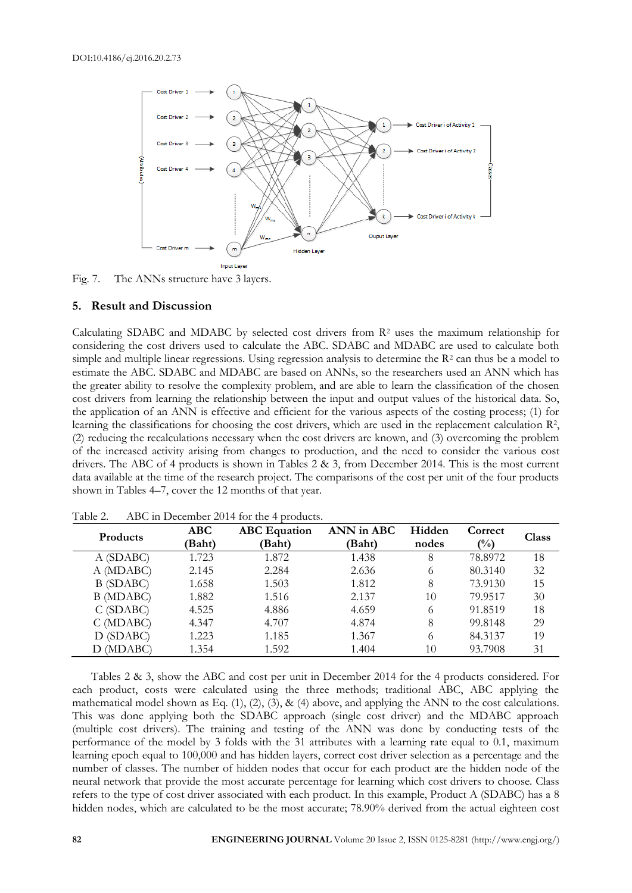DOI:10.4186/ej.2016.20.2.73

Fig. 7. The ANNs structure have 3 layers.

## 5. Result and Discussion

Calculating SDABC and MDABC by selected cost drivers from $R^2$ uses the maximum relationship for considering the cost drivers used to calculate the ABC. SDABC and MDABC are used to calculate both simple and multiple linear regressions. Using regression analysis to determine the $R^2$ can thus be a model to estimate the ABC. SDABC and MDABC are based on ANNs, so the researchers used an ANN which has the greater ability to resolve the complexity problem, and are able to learn the classification of the chosen cost drivers from learning the relationship between the input and output values of the historical data. So, the application of an ANN is effective and efficient for the various aspects of the costing process; (1) for learning the classifications for choosing the cost drivers, which are used in the replacement calculation $R^2$, (2) reducing the recalculations necessary when the cost drivers are known, and (3) overcoming the problem of the increased activity arising from changes to production, and the need to consider the various cost drivers. The ABC of 4 products is shown in Tables 2 & 3, from December 2014. This is the most current data available at the time of the research project. The comparisons of the cost per unit of the four products shown in Tables 4–7, cover the 12 months of that year.

Table 2. ABC in December 2014 for the 4 products.

| Products | ABC (Baht) | ABC Equation (Baht) | ANN in ABC (Baht) | Hidden nodes | Correct (%) | Class |
|---|---|---|---|---|---|---|
| A (SDABC) | 1.723 | 1.872 | 1.438 | 8 | 78.8972 | 18 |
| A (MDABC) | 2.145 | 2.284 | 2.636 | 6 | 80.3140 | 32 |
| B (SDABC) | 1.658 | 1.503 | 1.812 | 8 | 73.9130 | 15 |
| B (MDABC) | 1.882 | 1.516 | 2.137 | 10 | 79.9517 | 30 |
| C (SDABC) | 4.525 | 4.886 | 4.659 | 6 | 91.8519 | 18 |
| C (MDABC) | 4.347 | 4.707 | 4.874 | 8 | 99.8148 | 29 |
| D (SDABC) | 1.223 | 1.185 | 1.367 | 6 | 84.3137 | 19 |
| D (MDABC) | 1.354 | 1.592 | 1.404 | 10 | 93.7908 | 31 |

Tables 2 & 3, show the ABC and cost per unit in December 2014 for the 4 products considered. For each product, costs were calculated using the three methods; traditional ABC, ABC applying the mathematical model shown as Eq. (1), (2), (3), & (4) above, and applying the ANN to the cost calculations. This was done applying both the SDABC approach (single cost driver) and the MDABC approach (multiple cost drivers). The training and testing of the ANN was done by conducting tests of the performance of the model by 3 folds with the 31 attributes with a learning rate equal to 0.1, maximum learning epoch equal to 100,000 and has hidden layers, correct cost driver selection as a percentage and the number of classes. The number of hidden nodes that occur for each product are the hidden node of the neural network that provide the most accurate percentage for learning which cost drivers to choose. Class refers to the type of cost driver associated with each product. In this example, Product A (SDABC) has a 8 hidden nodes, which are calculated to be the most accurate; 78.90% derived from the actual eighteen cost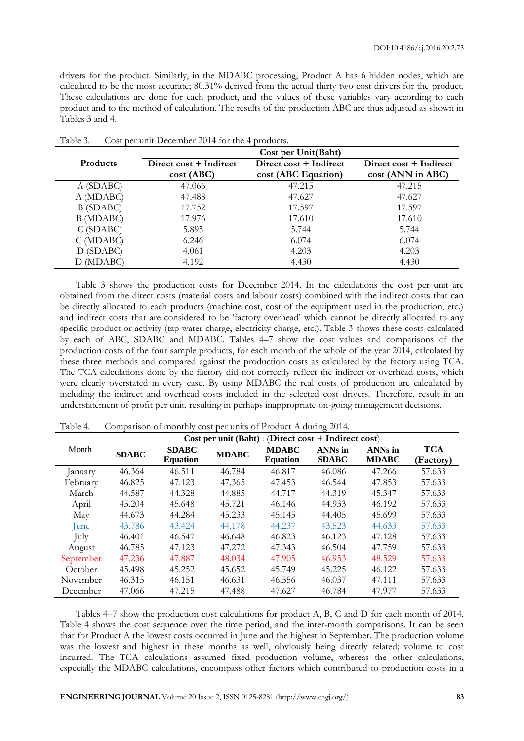drivers for the product. Similarly, in the MDABC processing, Product A has 6 hidden nodes, which are calculated to be the most accurate; 80.31% derived from the actual thirty two cost drivers for the product. These calculations are done for each product, and the values of these variables vary according to each product and to the method of calculation. The results of the production ABC are thus adjusted as shown in Tables 3 and 4.

Table 3. Cost per unit December 2014 for the 4 products.

| Products | Cost per Unit(Baht) | | |
|---|---|---|---|
| | Direct cost + Indirect cost (ABC) | Direct cost + Indirect cost (ABC Equation) | Direct cost + Indirect cost (ANN in ABC) |
| A (SDABC) | 47.066 | 47.215 | 47.215 |
| A (MDABC) | 47.488 | 47.627 | 47.627 |
| B (SDABC) | 17.752 | 17.597 | 17.597 |
| B (MDABC) | 17.976 | 17.610 | 17.610 |
| C (SDABC) | 5.895 | 5.744 | 5.744 |
| C (MDABC) | 6.246 | 6.074 | 6.074 |
| D (SDABC) | 4.061 | 4.203 | 4.203 |
| D (MDABC) | 4.192 | 4.430 | 4.430 |

Table 3 shows the production costs for December 2014. In the calculations the cost per unit are obtained from the direct costs (material costs and labour costs) combined with the indirect costs that can be directly allocated to each products (machine cost, cost of the equipment used in the production, etc.) and indirect costs that are considered to be 'factory overhead' which cannot be directly allocated to any specific product or activity (tap water charge, electricity charge, etc.). Table 3 shows these costs calculated by each of ABC, SDABC and MDABC. Tables 4–7 show the cost values and comparisons of the production costs of the four sample products, for each month of the whole of the year 2014, calculated by these three methods and compared against the production costs as calculated by the factory using TCA. The TCA calculations done by the factory did not correctly reflect the indirect or overhead costs, which were clearly overstated in every case. By using MDABC the real costs of production are calculated by including the indirect and overhead costs included in the selected cost drivers. Therefore, result in an understatement of profit per unit, resulting in perhaps inappropriate on-going management decisions.

Table 4. Comparison of monthly cost per units of Product A during 2014.

| Month | Cost per unit (Baht) : (Direct cost + Indirect cost) | | | | | | |
|---|---|---|---|---|---|---|---|
| | SDABC | SDABC Equation | MDABC | MDABC Equation | ANNs in SDABC | ANNs in MDABC | TCA (Factory) |
| January | 46.364 | 46.511 | 46.784 | 46.817 | 46.086 | 47.266 | 57.633 |
| February | 46.825 | 47.123 | 47.365 | 47.453 | 46.544 | 47.853 | 57.633 |
| March | 44.587 | 44.328 | 44.885 | 44.717 | 44.319 | 45.347 | 57.633 |
| April | 45.204 | 45.648 | 45.721 | 46.146 | 44.933 | 46.192 | 57.633 |
| May | 44.673 | 44.284 | 45.233 | 45.145 | 44.405 | 45.699 | 57.633 |
| June | 43.786 | 43.424 | 44.178 | 44.237 | 43.523 | 44.633 | 57.633 |
| July | 46.401 | 46.547 | 46.648 | 46.823 | 46.123 | 47.128 | 57.633 |
| August | 46.785 | 47.123 | 47.272 | 47.343 | 46.504 | 47.759 | 57.633 |
| September | 47.236 | 47.887 | 48.034 | 47.905 | 46.953 | 48.529 | 57.633 |
| October | 45.498 | 45.252 | 45.652 | 45.749 | 45.225 | 46.122 | 57.633 |
| November | 46.315 | 46.151 | 46.631 | 46.556 | 46.037 | 47.111 | 57.633 |
| December | 47.066 | 47.215 | 47.488 | 47.627 | 46.784 | 47.977 | 57.633 |

Tables 4–7 show the production cost calculations for product A, B, C and D for each month of 2014. Table 4 shows the cost sequence over the time period, and the inter-month comparisons. It can be seen that for Product A the lowest costs occurred in June and the highest in September. The production volume was the lowest and highest in these months as well, obviously being directly related; volume to cost incurred. The TCA calculations assumed fixed production volume, whereas the other calculations, especially the MDABC calculations, encompass other factors which contributed to production costs in a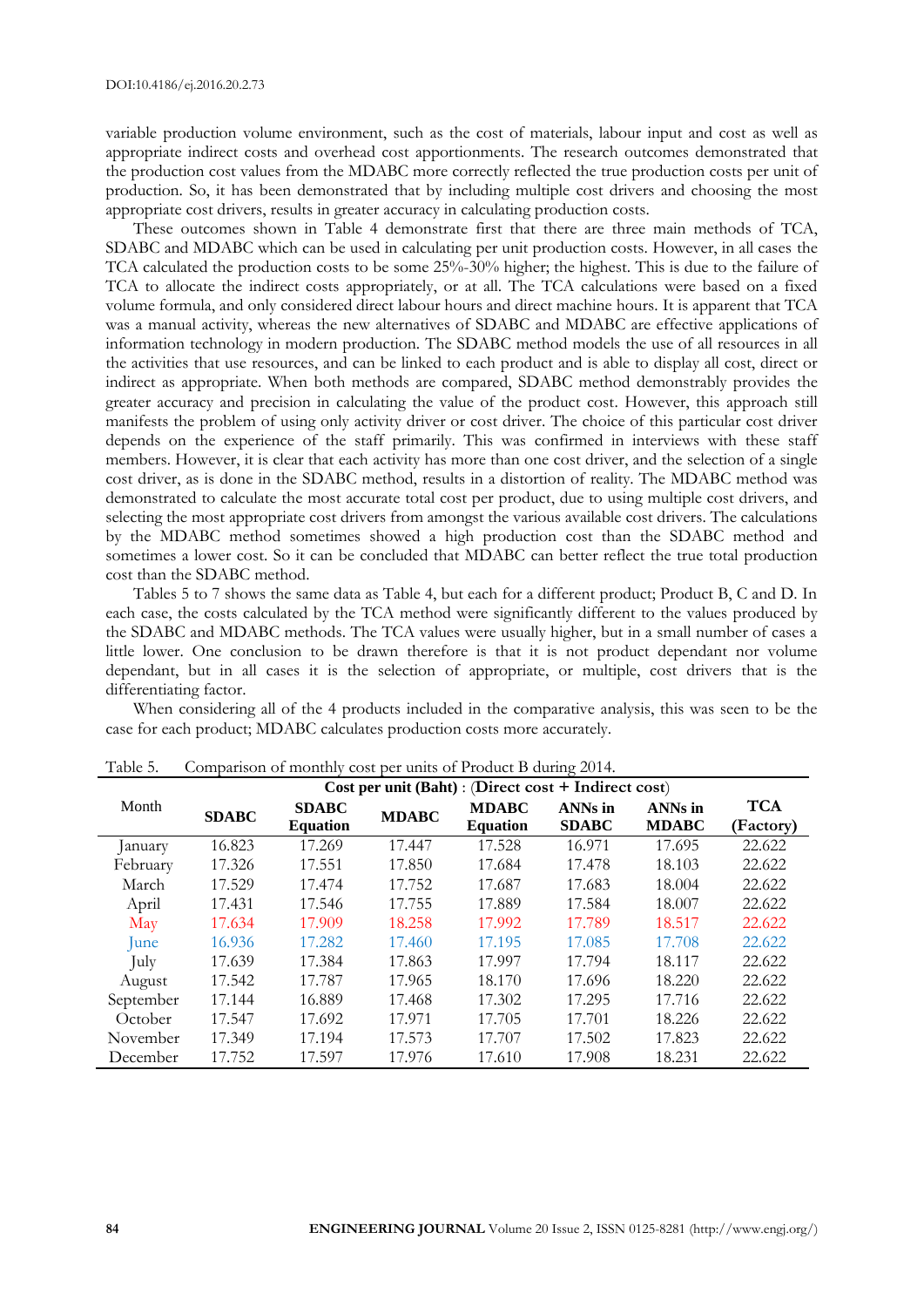variable production volume environment, such as the cost of materials, labour input and cost as well as appropriate indirect costs and overhead cost apportionments. The research outcomes demonstrated that the production cost values from the MDABC more correctly reflected the true production costs per unit of production. So, it has been demonstrated that by including multiple cost drivers and choosing the most appropriate cost drivers, results in greater accuracy in calculating production costs.

These outcomes shown in Table 4 demonstrate first that there are three main methods of TCA, SDABC and MDABC which can be used in calculating per unit production costs. However, in all cases the TCA calculated the production costs to be some 25%-30% higher; the highest. This is due to the failure of TCA to allocate the indirect costs appropriately, or at all. The TCA calculations were based on a fixed volume formula, and only considered direct labour hours and direct machine hours. It is apparent that TCA was a manual activity, whereas the new alternatives of SDABC and MDABC are effective applications of information technology in modern production. The SDABC method models the use of all resources in all the activities that use resources, and can be linked to each product and is able to display all cost, direct or indirect as appropriate. When both methods are compared, SDABC method demonstrably provides the greater accuracy and precision in calculating the value of the product cost. However, this approach still manifests the problem of using only activity driver or cost driver. The choice of this particular cost driver depends on the experience of the staff primarily. This was confirmed in interviews with these staff members. However, it is clear that each activity has more than one cost driver, and the selection of a single cost driver, as is done in the SDABC method, results in a distortion of reality. The MDABC method was demonstrated to calculate the most accurate total cost per product, due to using multiple cost drivers, and selecting the most appropriate cost drivers from amongst the various available cost drivers. The calculations by the MDABC method sometimes showed a high production cost than the SDABC method and sometimes a lower cost. So it can be concluded that MDABC can better reflect the true total production cost than the SDABC method.

Tables 5 to 7 shows the same data as Table 4, but each for a different product; Product B, C and D. In each case, the costs calculated by the TCA method were significantly different to the values produced by the SDABC and MDABC methods. The TCA values were usually higher, but in a small number of cases a little lower. One conclusion to be drawn therefore is that it is not product dependant nor volume dependant, but in all cases it is the selection of appropriate, or multiple, cost drivers that is the differentiating factor.

When considering all of the 4 products included in the comparative analysis, this was seen to be the case for each product; MDABC calculates production costs more accurately.

Table 5. Comparison of monthly cost per units of Product B during 2014.

| Month | Cost per unit (Baht) : (Direct cost + Indirect cost) | | | | | | |
|---|---|---|---|---|---|---|---|
| | **SDABC** | **SDABC Equation** | **MDABC** | **MDABC Equation** | **ANNs in SDABC** | **ANNs in MDABC** | **TCA (Factory)** |
| January | 16.823 | 17.269 | 17.447 | 17.528 | 16.971 | 17.695 | 22.622 |
| February | 17.326 | 17.551 | 17.850 | 17.684 | 17.478 | 18.103 | 22.622 |
| March | 17.529 | 17.474 | 17.752 | 17.687 | 17.683 | 18.004 | 22.622 |
| April | 17.431 | 17.546 | 17.755 | 17.889 | 17.584 | 18.007 | 22.622 |
| May | 17.634 | 17.909 | 18.258 | 17.992 | 17.789 | 18.517 | 22.622 |
| June | 16.936 | 17.282 | 17.460 | 17.195 | 17.085 | 17.708 | 22.622 |
| July | 17.639 | 17.384 | 17.863 | 17.997 | 17.794 | 18.117 | 22.622 |
| August | 17.542 | 17.787 | 17.965 | 18.170 | 17.696 | 18.220 | 22.622 |
| September | 17.144 | 16.889 | 17.468 | 17.302 | 17.295 | 17.716 | 22.622 |
| October | 17.547 | 17.692 | 17.971 | 17.705 | 17.701 | 18.226 | 22.622 |
| November | 17.349 | 17.194 | 17.573 | 17.707 | 17.502 | 17.823 | 22.622 |
| December | 17.752 | 17.597 | 17.976 | 17.610 | 17.908 | 18.231 | 22.622 |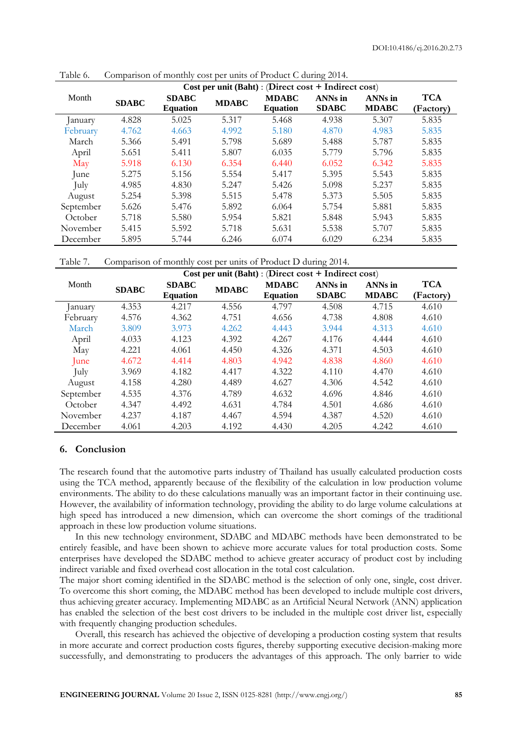Table 6. Comparison of monthly cost per units of Product C during 2014.

| Month | Cost per unit (Baht) : (Direct cost + Indirect cost) | | | | | | |
|---|---|---|---|---|---|---|---|
| | SDABC | SDABC Equation | MDABC | MDABC Equation | ANNs in SDABC | ANNs in MDABC | TCA (Factory) |
| January | 4.828 | 5.025 | 5.317 | 5.468 | 4.938 | 5.307 | 5.835 |
| February | 4.762 | 4.663 | 4.992 | 5.180 | 4.870 | 4.983 | 5.835 |
| March | 5.366 | 5.491 | 5.798 | 5.689 | 5.488 | 5.787 | 5.835 |
| April | 5.651 | 5.411 | 5.807 | 6.035 | 5.779 | 5.796 | 5.835 |
| May | 5.918 | 6.130 | 6.354 | 6.440 | 6.052 | 6.342 | 5.835 |
| June | 5.275 | 5.156 | 5.554 | 5.417 | 5.395 | 5.543 | 5.835 |
| July | 4.985 | 4.830 | 5.247 | 5.426 | 5.098 | 5.237 | 5.835 |
| August | 5.254 | 5.398 | 5.515 | 5.478 | 5.373 | 5.505 | 5.835 |
| September | 5.626 | 5.476 | 5.892 | 6.064 | 5.754 | 5.881 | 5.835 |
| October | 5.718 | 5.580 | 5.954 | 5.821 | 5.848 | 5.943 | 5.835 |
| November | 5.415 | 5.592 | 5.718 | 5.631 | 5.538 | 5.707 | 5.835 |
| December | 5.895 | 5.744 | 6.246 | 6.074 | 6.029 | 6.234 | 5.835 |

Table 7. Comparison of monthly cost per units of Product D during 2014.

| Month | Cost per unit (Baht) : (Direct cost + Indirect cost) | | | | | | |
|---|---|---|---|---|---|---|---|
| | SDABC | SDABC Equation | MDABC | MDABC Equation | ANNs in SDABC | ANNs in MDABC | TCA (Factory) |
| January | 4.353 | 4.217 | 4.556 | 4.797 | 4.508 | 4.715 | 4.610 |
| February | 4.576 | 4.362 | 4.751 | 4.656 | 4.738 | 4.808 | 4.610 |
| March | 3.809 | 3.973 | 4.262 | 4.443 | 3.944 | 4.313 | 4.610 |
| April | 4.033 | 4.123 | 4.392 | 4.267 | 4.176 | 4.444 | 4.610 |
| May | 4.221 | 4.061 | 4.450 | 4.326 | 4.371 | 4.503 | 4.610 |
| June | 4.672 | 4.414 | 4.803 | 4.942 | 4.838 | 4.860 | 4.610 |
| July | 3.969 | 4.182 | 4.417 | 4.322 | 4.110 | 4.470 | 4.610 |
| August | 4.158 | 4.280 | 4.489 | 4.627 | 4.306 | 4.542 | 4.610 |
| September | 4.535 | 4.376 | 4.789 | 4.632 | 4.696 | 4.846 | 4.610 |
| October | 4.347 | 4.492 | 4.631 | 4.784 | 4.501 | 4.686 | 4.610 |
| November | 4.237 | 4.187 | 4.467 | 4.594 | 4.387 | 4.520 | 4.610 |
| December | 4.061 | 4.203 | 4.192 | 4.430 | 4.205 | 4.242 | 4.610 |

## 6. Conclusion

The research found that the automotive parts industry of Thailand has usually calculated production costs using the TCA method, apparently because of the flexibility of the calculation in low production volume environments. The ability to do these calculations manually was an important factor in their continuing use. However, the availability of information technology, providing the ability to do large volume calculations at high speed has introduced a new dimension, which can overcome the short comings of the traditional approach in these low production volume situations.

In this new technology environment, SDABC and MDABC methods have been demonstrated to be entirely feasible, and have been shown to achieve more accurate values for total production costs. Some enterprises have developed the SDABC method to achieve greater accuracy of product cost by including indirect variable and fixed overhead cost allocation in the total cost calculation.

The major short coming identified in the SDABC method is the selection of only one, single, cost driver. To overcome this short coming, the MDABC method has been developed to include multiple cost drivers, thus achieving greater accuracy. Implementing MDABC as an Artificial Neural Network (ANN) application has enabled the selection of the best cost drivers to be included in the multiple cost driver list, especially with frequently changing production schedules.

Overall, this research has achieved the objective of developing a production costing system that results in more accurate and correct production costs figures, thereby supporting executive decision-making more successfully, and demonstrating to producers the advantages of this approach. The only barrier to wide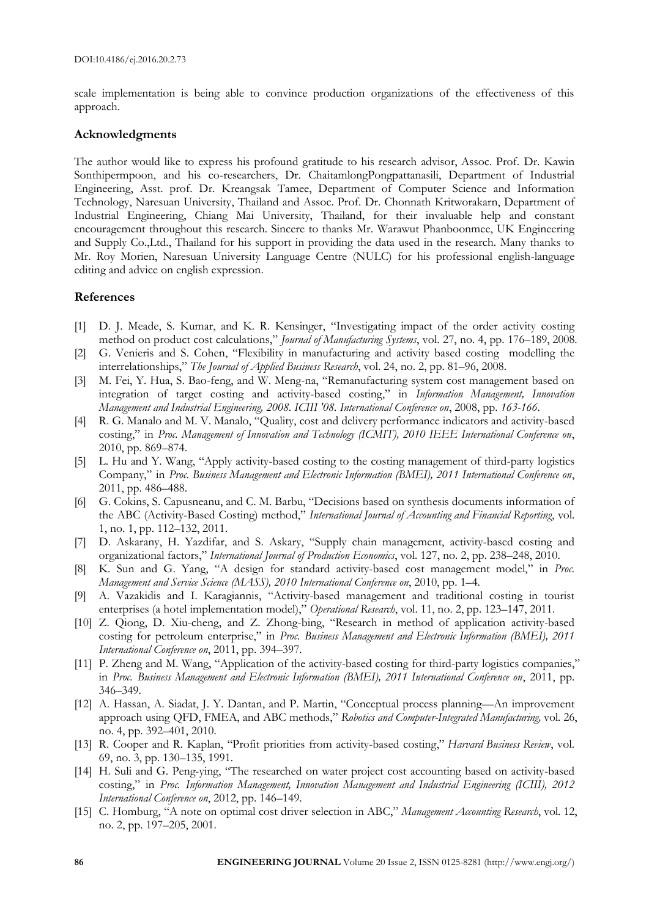scale implementation is being able to convince production organizations of the effectiveness of this approach.

### Acknowledgments

The author would like to express his profound gratitude to his research advisor, Assoc. Prof. Dr. Kawin Sonthipermpoon, and his co-researchers, Dr. ChaitamlongPongpattanasili, Department of Industrial Engineering, Asst. prof. Dr. Kreangsak Tamee, Department of Computer Science and Information Technology, Naresuan University, Thailand and Assoc. Prof. Dr. Chonnath Kritworakarn, Department of Industrial Engineering, Chiang Mai University, Thailand, for their invaluable help and constant encouragement throughout this research. Sincere to thanks Mr. Warawut Phanboonmee, UK Engineering and Supply Co.,Ltd., Thailand for his support in providing the data used in the research. Many thanks to Mr. Roy Morien, Naresuan University Language Centre (NULC) for his professional english-language editing and advice on english expression.

### References

[1] D. J. Meade, S. Kumar, and K. R. Kensinger, "Investigating impact of the order activity costing method on product cost calculations," *Journal of Manufacturing Systems*, vol. 27, no. 4, pp. 176–189, 2008.

[2] G. Venieris and S. Cohen, "Flexibility in manufacturing and activity based costing modelling the interrelationships," *The Journal of Applied Business Research*, vol. 24, no. 2, pp. 81–96, 2008.

[3] M. Fei, Y. Hua, S. Bao-feng, and W. Meng-na, "Remanufacturing system cost management based on integration of target costing and activity-based costing," in *Information Management, Innovation Management and Industrial Engineering, 2008. ICIII '08. International Conference on*, 2008, pp. *163-166*.

[4] R. G. Manalo and M. V. Manalo, "Quality, cost and delivery performance indicators and activity-based costing," in *Proc. Management of Innovation and Technology (ICMIT), 2010 IEEE International Conference on*, 2010, pp. 869–874.

[5] L. Hu and Y. Wang, "Apply activity-based costing to the costing management of third-party logistics Company," in *Proc. Business Management and Electronic Information (BMEI), 2011 International Conference on*, 2011, pp. 486–488.

[6] G. Cokins, S. Capusneanu, and C. M. Barbu, "Decisions based on synthesis documents information of the ABC (Activity-Based Costing) method," *International Journal of Accounting and Financial Reporting*, vol. 1, no. 1, pp. 112–132, 2011.

[7] D. Askarany, H. Yazdifar, and S. Askary, "Supply chain management, activity-based costing and organizational factors," *International Journal of Production Economics*, vol. 127, no. 2, pp. 238–248, 2010.

[8] K. Sun and G. Yang, "A design for standard activity-based cost management model," in *Proc. Management and Service Science (MASS), 2010 International Conference on*, 2010, pp. 1–4.

[9] A. Vazakidis and I. Karagiannis, "Activity-based management and traditional costing in tourist enterprises (a hotel implementation model)," *Operational Research*, vol. 11, no. 2, pp. 123–147, 2011.

[10] Z. Qiong, D. Xiu-cheng, and Z. Zhong-bing, "Research in method of application activity-based costing for petroleum enterprise," in *Proc. Business Management and Electronic Information (BMEI), 2011 International Conference on*, 2011, pp. 394–397.

[11] P. Zheng and M. Wang, "Application of the activity-based costing for third-party logistics companies," in *Proc. Business Management and Electronic Information (BMEI), 2011 International Conference on*, 2011, pp. 346–349.

[12] A. Hassan, A. Siadat, J. Y. Dantan, and P. Martin, "Conceptual process planning—An improvement approach using QFD, FMEA, and ABC methods," *Robotics and Computer-Integrated Manufacturing,* vol. 26, no. 4, pp. 392–401, 2010.

[13] R. Cooper and R. Kaplan, "Profit priorities from activity-based costing," *Harvard Business Review*, vol. 69, no. 3, pp. 130–135, 1991.

[14] H. Suli and G. Peng-ying, "The researched on water project cost accounting based on activity-based costing," in *Proc. Information Management, Innovation Management and Industrial Engineering (ICIII), 2012 International Conference on*, 2012, pp. 146–149.

[15] C. Homburg, "A note on optimal cost driver selection in ABC," *Management Accounting Research*, vol. 12, no. 2, pp. 197–205, 2001.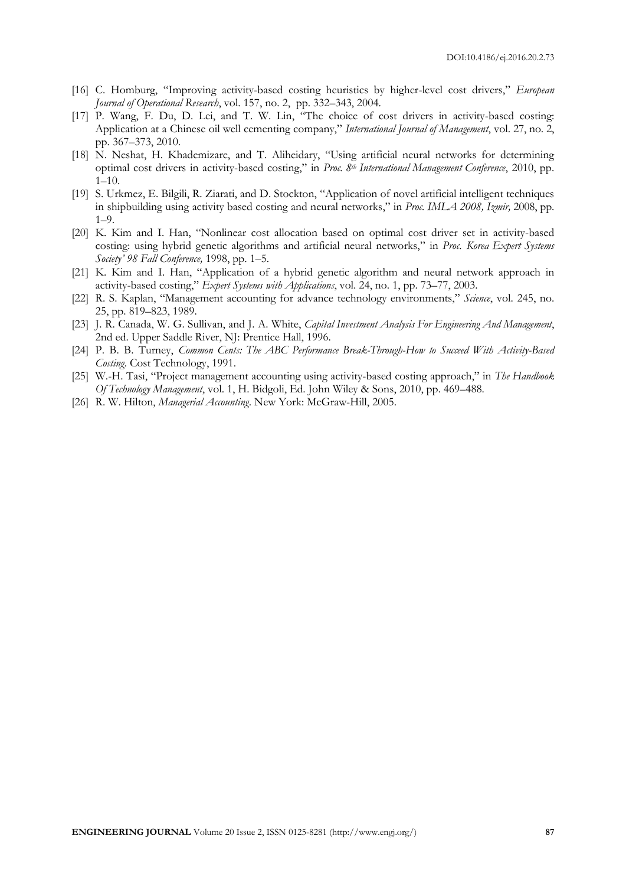[16] C. Homburg, "Improving activity-based costing heuristics by higher-level cost drivers," *European Journal of Operational Research*, vol. 157, no. 2, pp. 332–343, 2004.

[17] P. Wang, F. Du, D. Lei, and T. W. Lin, "The choice of cost drivers in activity-based costing: Application at a Chinese oil well cementing company," *International Journal of Management*, vol. 27, no. 2, pp. 367–373, 2010.

[18] N. Neshat, H. Khademizare, and T. Aliheidary, "Using artificial neural networks for determining optimal cost drivers in activity-based costing," in *Proc. 8th International Management Conference*, 2010, pp. 1–10.

[19] S. Urkmez, E. Bilgili, R. Ziarati, and D. Stockton, "Application of novel artificial intelligent techniques in shipbuilding using activity based costing and neural networks," in *Proc. IMLA 2008, Izmir,* 2008, pp. 1–9.

[20] K. Kim and I. Han, "Nonlinear cost allocation based on optimal cost driver set in activity-based costing: using hybrid genetic algorithms and artificial neural networks," in *Proc. Korea Expert Systems Society' 98 Fall Conference,* 1998, pp. 1–5.

[21] K. Kim and I. Han, "Application of a hybrid genetic algorithm and neural network approach in activity-based costing," *Expert Systems with Applications*, vol. 24, no. 1, pp. 73–77, 2003.

[22] R. S. Kaplan, "Management accounting for advance technology environments," *Science*, vol. 245, no. 25, pp. 819–823, 1989.

[23] J. R. Canada, W. G. Sullivan, and J. A. White, *Capital Investment Analysis For Engineering And Management*, 2nd ed. Upper Saddle River, NJ: Prentice Hall, 1996.

[24] P. B. B. Turney, *Common Cents: The ABC Performance Break-Through-How to Succeed With Activity-Based Costing*. Cost Technology, 1991.

[25] W.-H. Tasi, "Project management accounting using activity-based costing approach," in *The Handbook Of Technology Management*, vol. 1, H. Bidgoli, Ed. John Wiley & Sons, 2010, pp. 469–488.

[26] R. W. Hilton, *Managerial Accounting*. New York: McGraw-Hill, 2005.